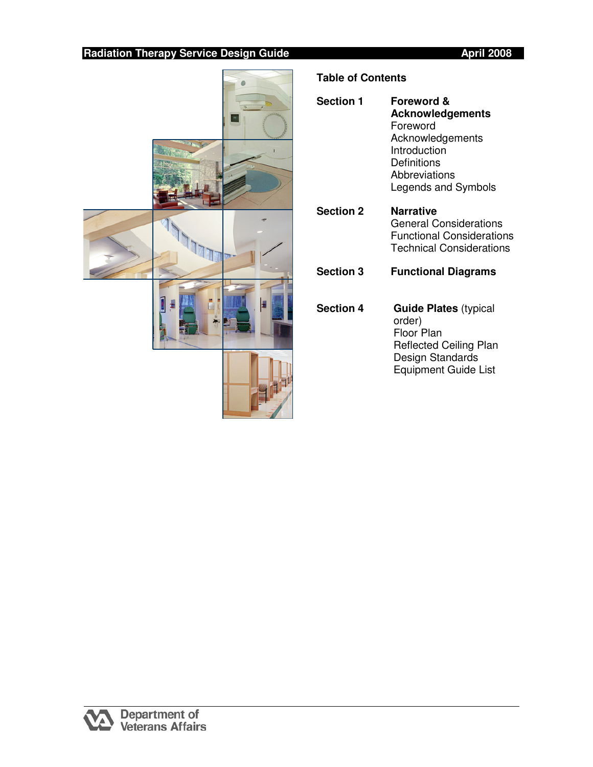# Radiation Therapy Service Design Guide

April 2008

## Table of Contents

**Section 1** — **Foreword & Acknowledgements**
- Foreword
- Acknowledgements
- Introduction
- Definitions
- Abbreviations
- Legends and Symbols

**Section 2** — **Narrative**
- General Considerations
- Functional Considerations
- Technical Considerations

**Section 3** — **Functional Diagrams**

**Section 4** — **Guide Plates** (typical order)
- Floor Plan
- Reflected Ceiling Plan
- Design Standards
- Equipment Guide List

Department of Veterans Affairs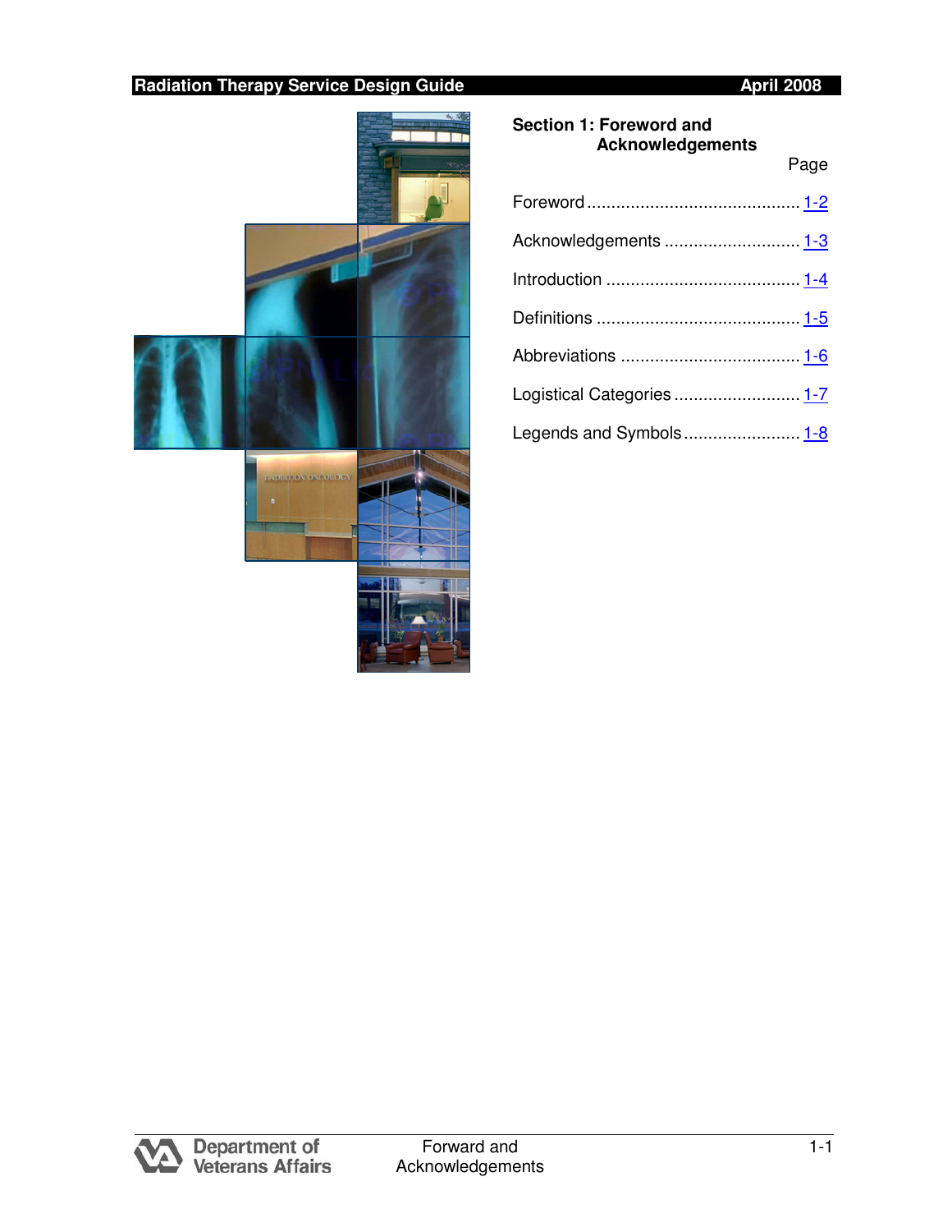## Section 1: Foreword and Acknowledgements

| | Page |
|---|---|
| Foreword | 1-2 |
| Acknowledgements | 1-3 |
| Introduction | 1-4 |
| Definitions | 1-5 |
| Abbreviations | 1-6 |
| Logistical Categories | 1-7 |
| Legends and Symbols | 1-8 |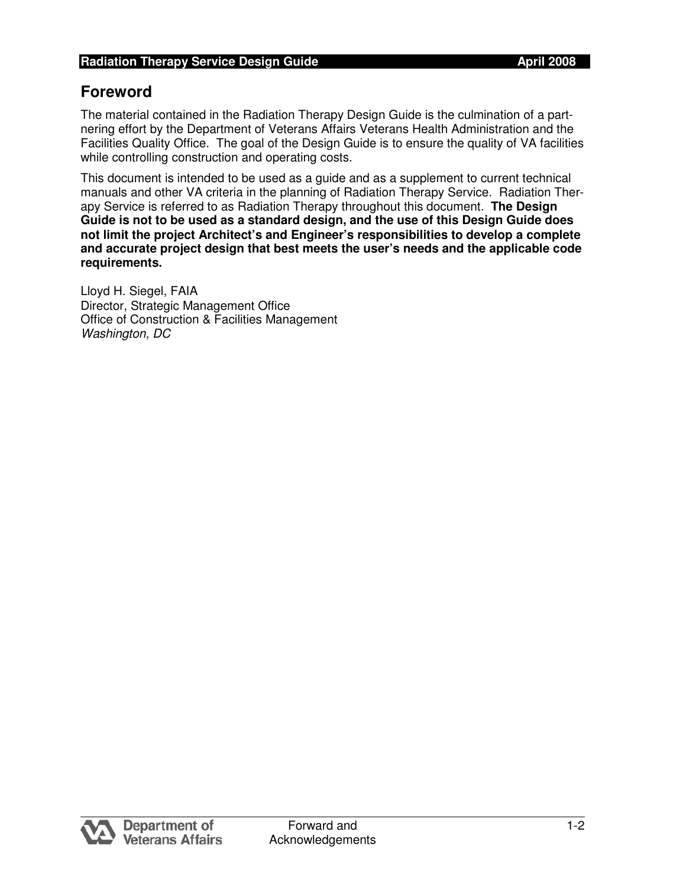# Foreword

The material contained in the Radiation Therapy Design Guide is the culmination of a partnering effort by the Department of Veterans Affairs Veterans Health Administration and the Facilities Quality Office. The goal of the Design Guide is to ensure the quality of VA facilities while controlling construction and operating costs.

This document is intended to be used as a guide and as a supplement to current technical manuals and other VA criteria in the planning of Radiation Therapy Service. Radiation Therapy Service is referred to as Radiation Therapy throughout this document. **The Design Guide is not to be used as a standard design, and the use of this Design Guide does not limit the project Architect's and Engineer's responsibilities to develop a complete and accurate project design that best meets the user's needs and the applicable code requirements.**

Lloyd H. Siegel, FAIA
Director, Strategic Management Office
Office of Construction & Facilities Management
*Washington, DC*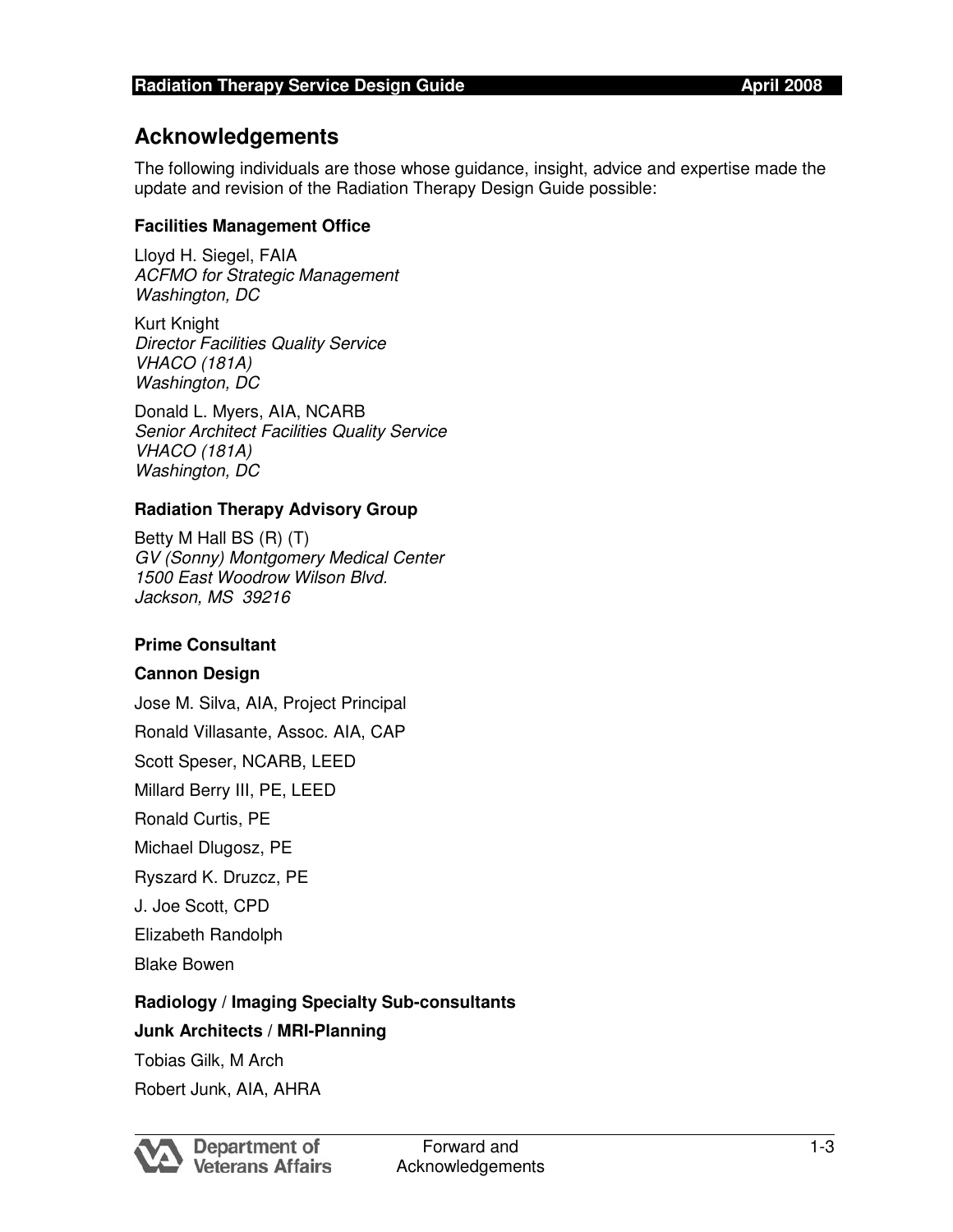# Acknowledgements

The following individuals are those whose guidance, insight, advice and expertise made the update and revision of the Radiation Therapy Design Guide possible:

**Facilities Management Office**

Lloyd H. Siegel, FAIA
*ACFMO for Strategic Management*
*Washington, DC*

Kurt Knight
*Director Facilities Quality Service*
*VHACO (181A)*
*Washington, DC*

Donald L. Myers, AIA, NCARB
*Senior Architect Facilities Quality Service*
*VHACO (181A)*
*Washington, DC*

**Radiation Therapy Advisory Group**

Betty M Hall BS (R) (T)
*GV (Sonny) Montgomery Medical Center*
*1500 East Woodrow Wilson Blvd.*
*Jackson, MS 39216*

**Prime Consultant**

**Cannon Design**

Jose M. Silva, AIA, Project Principal

Ronald Villasante, Assoc. AIA, CAP

Scott Speser, NCARB, LEED

Millard Berry III, PE, LEED

Ronald Curtis, PE

Michael Dlugosz, PE

Ryszard K. Druzcz, PE

J. Joe Scott, CPD

Elizabeth Randolph

Blake Bowen

**Radiology / Imaging Specialty Sub-consultants**

**Junk Architects / MRI-Planning**

Tobias Gilk, M Arch

Robert Junk, AIA, AHRA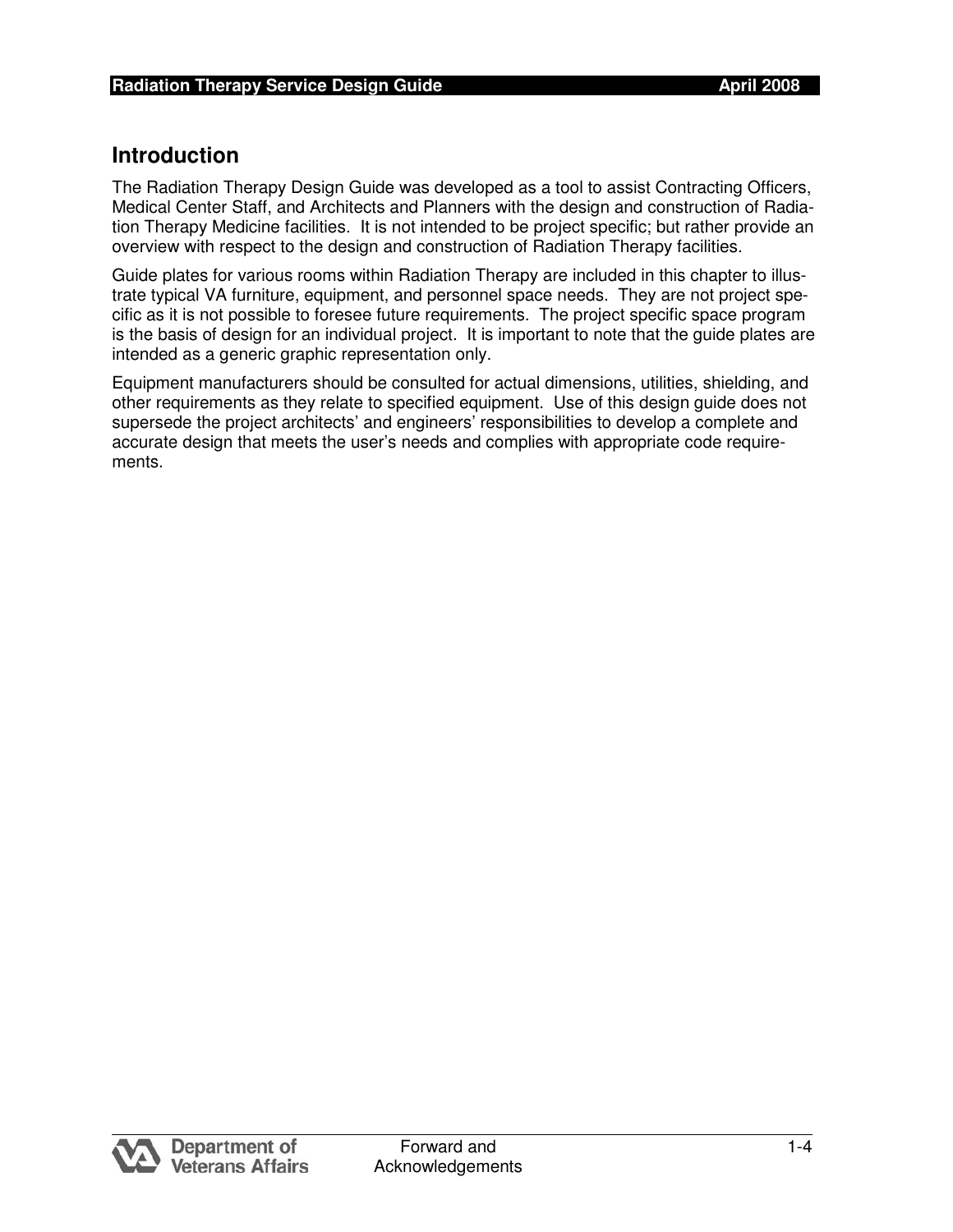## Introduction

The Radiation Therapy Design Guide was developed as a tool to assist Contracting Officers, Medical Center Staff, and Architects and Planners with the design and construction of Radiation Therapy Medicine facilities. It is not intended to be project specific; but rather provide an overview with respect to the design and construction of Radiation Therapy facilities.

Guide plates for various rooms within Radiation Therapy are included in this chapter to illustrate typical VA furniture, equipment, and personnel space needs. They are not project specific as it is not possible to foresee future requirements. The project specific space program is the basis of design for an individual project. It is important to note that the guide plates are intended as a generic graphic representation only.

Equipment manufacturers should be consulted for actual dimensions, utilities, shielding, and other requirements as they relate to specified equipment. Use of this design guide does not supersede the project architects' and engineers' responsibilities to develop a complete and accurate design that meets the user's needs and complies with appropriate code requirements.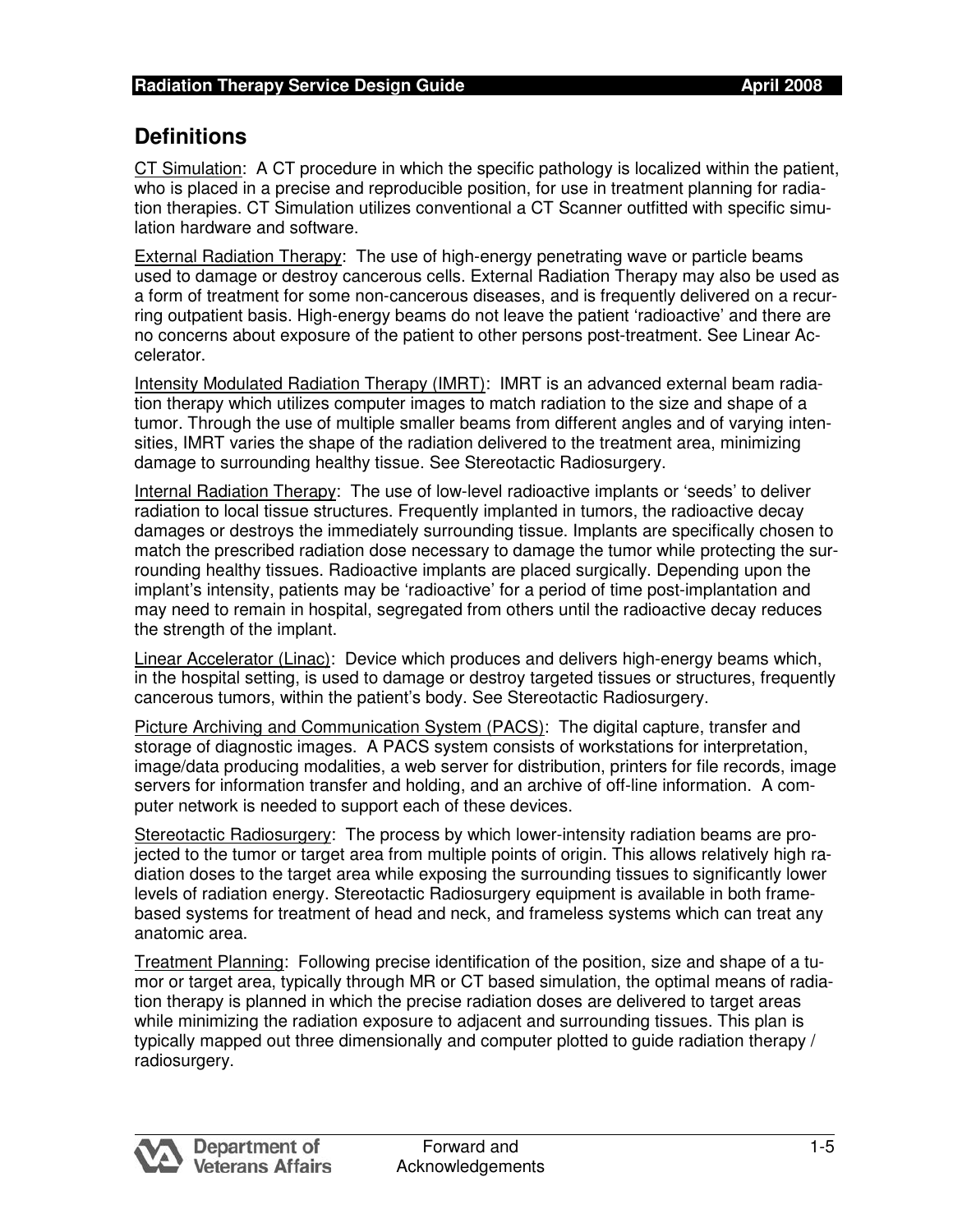## Definitions

<u>CT Simulation</u>: A CT procedure in which the specific pathology is localized within the patient, who is placed in a precise and reproducible position, for use in treatment planning for radiation therapies. CT Simulation utilizes conventional a CT Scanner outfitted with specific simulation hardware and software.

<u>External Radiation Therapy</u>: The use of high-energy penetrating wave or particle beams used to damage or destroy cancerous cells. External Radiation Therapy may also be used as a form of treatment for some non-cancerous diseases, and is frequently delivered on a recurring outpatient basis. High-energy beams do not leave the patient 'radioactive' and there are no concerns about exposure of the patient to other persons post-treatment. See Linear Accelerator.

<u>Intensity Modulated Radiation Therapy (IMRT)</u>: IMRT is an advanced external beam radiation therapy which utilizes computer images to match radiation to the size and shape of a tumor. Through the use of multiple smaller beams from different angles and of varying intensities, IMRT varies the shape of the radiation delivered to the treatment area, minimizing damage to surrounding healthy tissue. See Stereotactic Radiosurgery.

<u>Internal Radiation Therapy</u>: The use of low-level radioactive implants or 'seeds' to deliver radiation to local tissue structures. Frequently implanted in tumors, the radioactive decay damages or destroys the immediately surrounding tissue. Implants are specifically chosen to match the prescribed radiation dose necessary to damage the tumor while protecting the surrounding healthy tissues. Radioactive implants are placed surgically. Depending upon the implant's intensity, patients may be 'radioactive' for a period of time post-implantation and may need to remain in hospital, segregated from others until the radioactive decay reduces the strength of the implant.

<u>Linear Accelerator (Linac)</u>: Device which produces and delivers high-energy beams which, in the hospital setting, is used to damage or destroy targeted tissues or structures, frequently cancerous tumors, within the patient's body. See Stereotactic Radiosurgery.

<u>Picture Archiving and Communication System (PACS)</u>: The digital capture, transfer and storage of diagnostic images. A PACS system consists of workstations for interpretation, image/data producing modalities, a web server for distribution, printers for file records, image servers for information transfer and holding, and an archive of off-line information. A computer network is needed to support each of these devices.

<u>Stereotactic Radiosurgery</u>: The process by which lower-intensity radiation beams are projected to the tumor or target area from multiple points of origin. This allows relatively high radiation doses to the target area while exposing the surrounding tissues to significantly lower levels of radiation energy. Stereotactic Radiosurgery equipment is available in both frame-based systems for treatment of head and neck, and frameless systems which can treat any anatomic area.

<u>Treatment Planning</u>: Following precise identification of the position, size and shape of a tumor or target area, typically through MR or CT based simulation, the optimal means of radiation therapy is planned in which the precise radiation doses are delivered to target areas while minimizing the radiation exposure to adjacent and surrounding tissues. This plan is typically mapped out three dimensionally and computer plotted to guide radiation therapy / radiosurgery.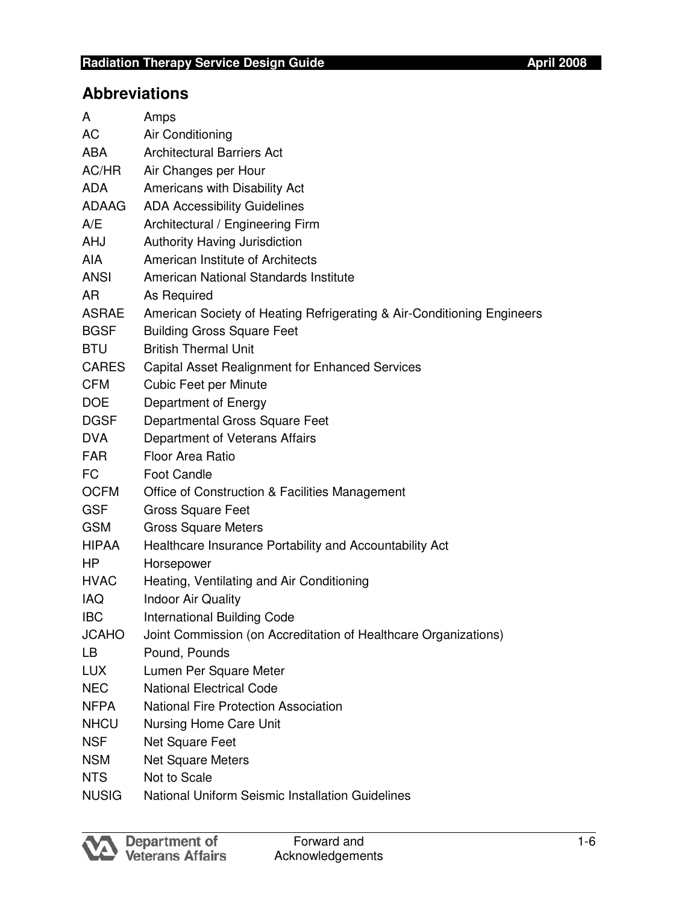## Abbreviations

| | |
|---|---|
| A | Amps |
| AC | Air Conditioning |
| ABA | Architectural Barriers Act |
| AC/HR | Air Changes per Hour |
| ADA | Americans with Disability Act |
| ADAAG | ADA Accessibility Guidelines |
| A/E | Architectural / Engineering Firm |
| AHJ | Authority Having Jurisdiction |
| AIA | American Institute of Architects |
| ANSI | American National Standards Institute |
| AR | As Required |
| ASRAE | American Society of Heating Refrigerating & Air-Conditioning Engineers |
| BGSF | Building Gross Square Feet |
| BTU | British Thermal Unit |
| CARES | Capital Asset Realignment for Enhanced Services |
| CFM | Cubic Feet per Minute |
| DOE | Department of Energy |
| DGSF | Departmental Gross Square Feet |
| DVA | Department of Veterans Affairs |
| FAR | Floor Area Ratio |
| FC | Foot Candle |
| OCFM | Office of Construction & Facilities Management |
| GSF | Gross Square Feet |
| GSM | Gross Square Meters |
| HIPAA | Healthcare Insurance Portability and Accountability Act |
| HP | Horsepower |
| HVAC | Heating, Ventilating and Air Conditioning |
| IAQ | Indoor Air Quality |
| IBC | International Building Code |
| JCAHO | Joint Commission (on Accreditation of Healthcare Organizations) |
| LB | Pound, Pounds |
| LUX | Lumen Per Square Meter |
| NEC | National Electrical Code |
| NFPA | National Fire Protection Association |
| NHCU | Nursing Home Care Unit |
| NSF | Net Square Feet |
| NSM | Net Square Meters |
| NTS | Not to Scale |
| NUSIG | National Uniform Seismic Installation Guidelines |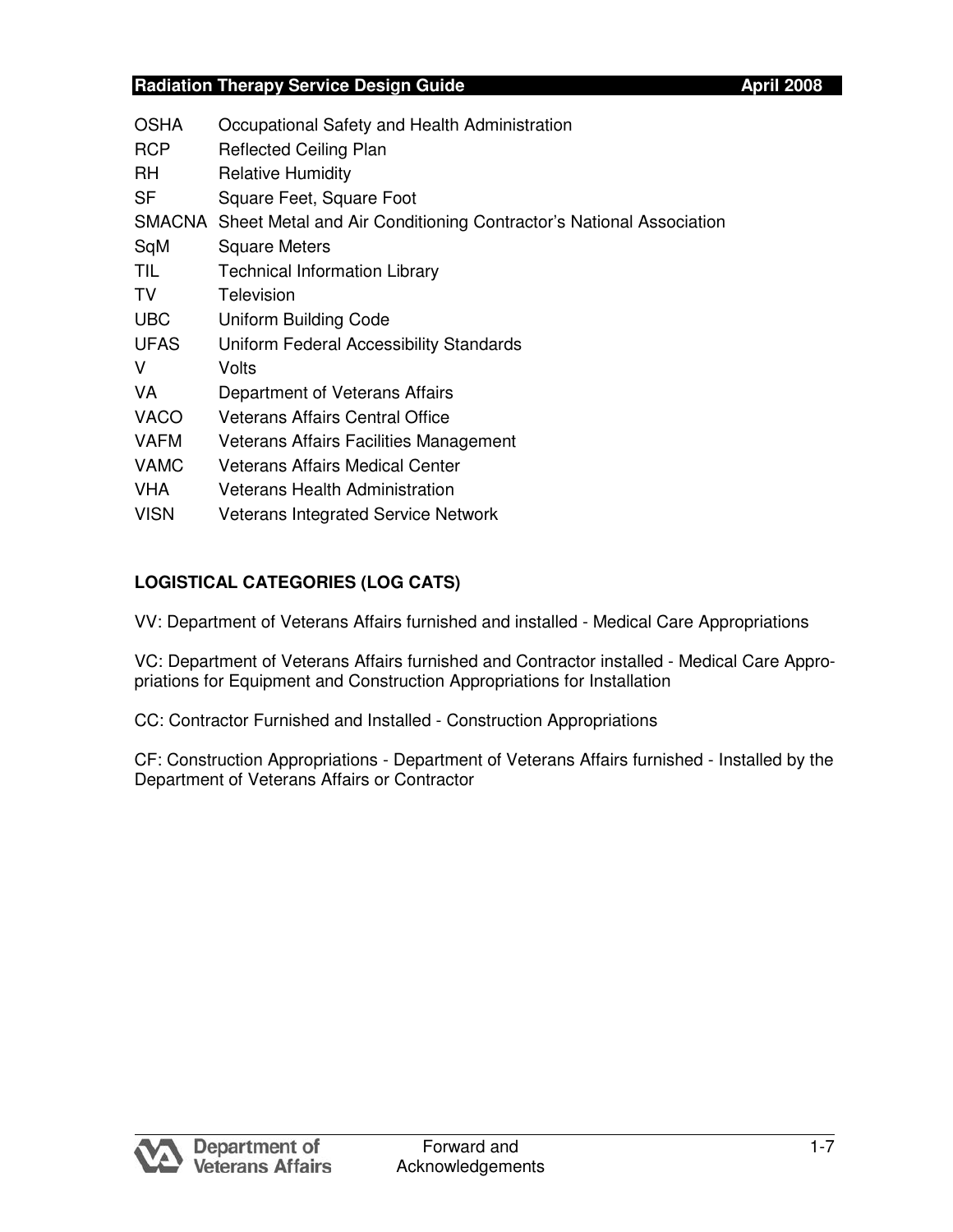| | |
|---|---|
| OSHA | Occupational Safety and Health Administration |
| RCP | Reflected Ceiling Plan |
| RH | Relative Humidity |
| SF | Square Feet, Square Foot |
| SMACNA | Sheet Metal and Air Conditioning Contractor's National Association |
| SqM | Square Meters |
| TIL | Technical Information Library |
| TV | Television |
| UBC | Uniform Building Code |
| UFAS | Uniform Federal Accessibility Standards |
| V | Volts |
| VA | Department of Veterans Affairs |
| VACO | Veterans Affairs Central Office |
| VAFM | Veterans Affairs Facilities Management |
| VAMC | Veterans Affairs Medical Center |
| VHA | Veterans Health Administration |
| VISN | Veterans Integrated Service Network |

**LOGISTICAL CATEGORIES (LOG CATS)**

VV: Department of Veterans Affairs furnished and installed - Medical Care Appropriations

VC: Department of Veterans Affairs furnished and Contractor installed - Medical Care Appropriations for Equipment and Construction Appropriations for Installation

CC: Contractor Furnished and Installed - Construction Appropriations

CF: Construction Appropriations - Department of Veterans Affairs furnished - Installed by the Department of Veterans Affairs or Contractor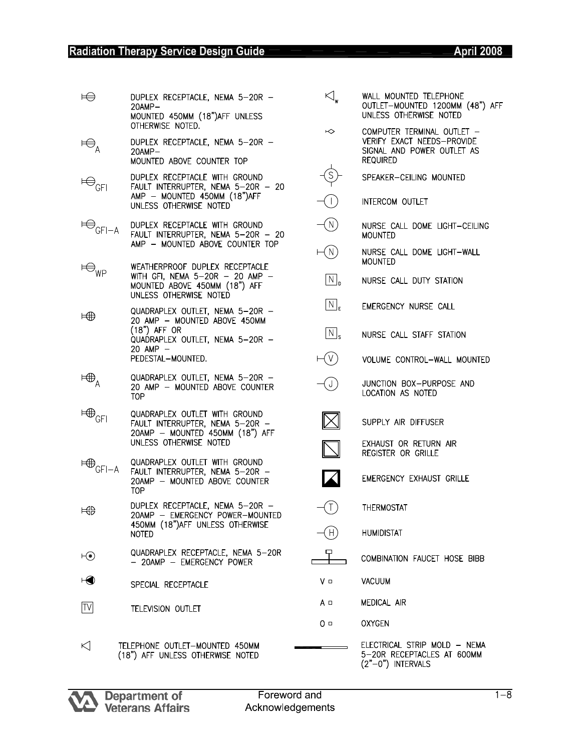| Symbol | Description |
| --- | --- |
| ⊢⊖ | DUPLEX RECEPTACLE, NEMA 5–20R – 20AMP– MOUNTED 450MM (18")AFF UNLESS OTHERWISE NOTED. |
| ⊢⊖ A | DUPLEX RECEPTACLE, NEMA 5–20R – 20AMP– MOUNTED ABOVE COUNTER TOP |
| ⊢⊖ GFI | DUPLEX RECEPTACLE WITH GROUND FAULT INTERRUPTER, NEMA 5–20R – 20 AMP – MOUNTED 450MM (18")AFF UNLESS OTHERWISE NOTED |
| ⊢⊖ GFI–A | DUPLEX RECEPTACLE WITH GROUND FAULT INTERRUPTER, NEMA 5–20R – 20 AMP – MOUNTED ABOVE COUNTER TOP |
| ⊢⊖ WP | WEATHERPROOF DUPLEX RECEPTACLE WITH GFI, NEMA 5–20R – 20 AMP – MOUNTED ABOVE 450MM (18") AFF UNLESS OTHERWISE NOTED |
| ⊢⊕ | QUADRAPLEX OUTLET, NEMA 5–20R – 20 AMP – MOUNTED ABOVE 450MM (18") AFF OR QUADRAPLEX OUTLET, NEMA 5–20R – 20 AMP – PEDESTAL–MOUNTED. |
| ⊢⊕ A | QUADRAPLEX OUTLET, NEMA 5–20R – 20 AMP – MOUNTED ABOVE COUNTER TOP |
| ⊢⊕ GFI | QUADRAPLEX OUTLET WITH GROUND FAULT INTERRUPTER, NEMA 5–20R – 20AMP – MOUNTED 450MM (18") AFF UNLESS OTHERWISE NOTED |
| ⊢⊕ GFI–A | QUADRAPLEX OUTLET WITH GROUND FAULT INTERRUPTER, NEMA 5–20R – 20AMP – MOUNTED ABOVE COUNTER TOP |
| ⊢⊖ | DUPLEX RECEPTACLE, NEMA 5–20R – 20AMP – EMERGENCY POWER–MOUNTED 450MM (18")AFF UNLESS OTHERWISE NOTED |
| ⊢⊙ | QUADRAPLEX RECEPTACLE, NEMA 5–20R – 20AMP – EMERGENCY POWER |
| ⊢◐ | SPECIAL RECEPTACLE |
| TV | TELEVISION OUTLET |
| ◁ | TELEPHONE OUTLET–MOUNTED 450MM (18") AFF UNLESS OTHERWISE NOTED |
| ◁ W | WALL MOUNTED TELEPHONE OUTLET–MOUNTED 1200MM (48") AFF UNLESS OTHERWISE NOTED |
| ⊢◇ | COMPUTER TERMINAL OUTLET – VERIFY EXACT NEEDS–PROVIDE SIGNAL AND POWER OUTLET AS REQUIRED |
| (S) | SPEAKER–CEILING MOUNTED |
| –(I) | INTERCOM OUTLET |
| –(N) | NURSE CALL DOME LIGHT–CEILING MOUNTED |
| ⊢(N) | NURSE CALL DOME LIGHT–WALL MOUNTED |
| N D | NURSE CALL DUTY STATION |
| N E | EMERGENCY NURSE CALL |
| N S | NURSE CALL STAFF STATION |
| ⊢(V) | VOLUME CONTROL–WALL MOUNTED |
| –(J) | JUNCTION BOX–PURPOSE AND LOCATION AS NOTED |
| ⊠ | SUPPLY AIR DIFFUSER |
| ⧄ | EXHAUST OR RETURN AIR REGISTER OR GRILLE |
| ◩ | EMERGENCY EXHAUST GRILLE |
| –(T) | THERMOSTAT |
| –(H) | HUMIDISTAT |
| ┬ | COMBINATION FAUCET HOSE BIBB |
| V ▫ | VACUUM |
| A ▫ | MEDICAL AIR |
| O ▫ | OXYGEN |
| ▬▬ | ELECTRICAL STRIP MOLD – NEMA 5–20R RECEPTACLES AT 600MM (2"–0") INTERVALS |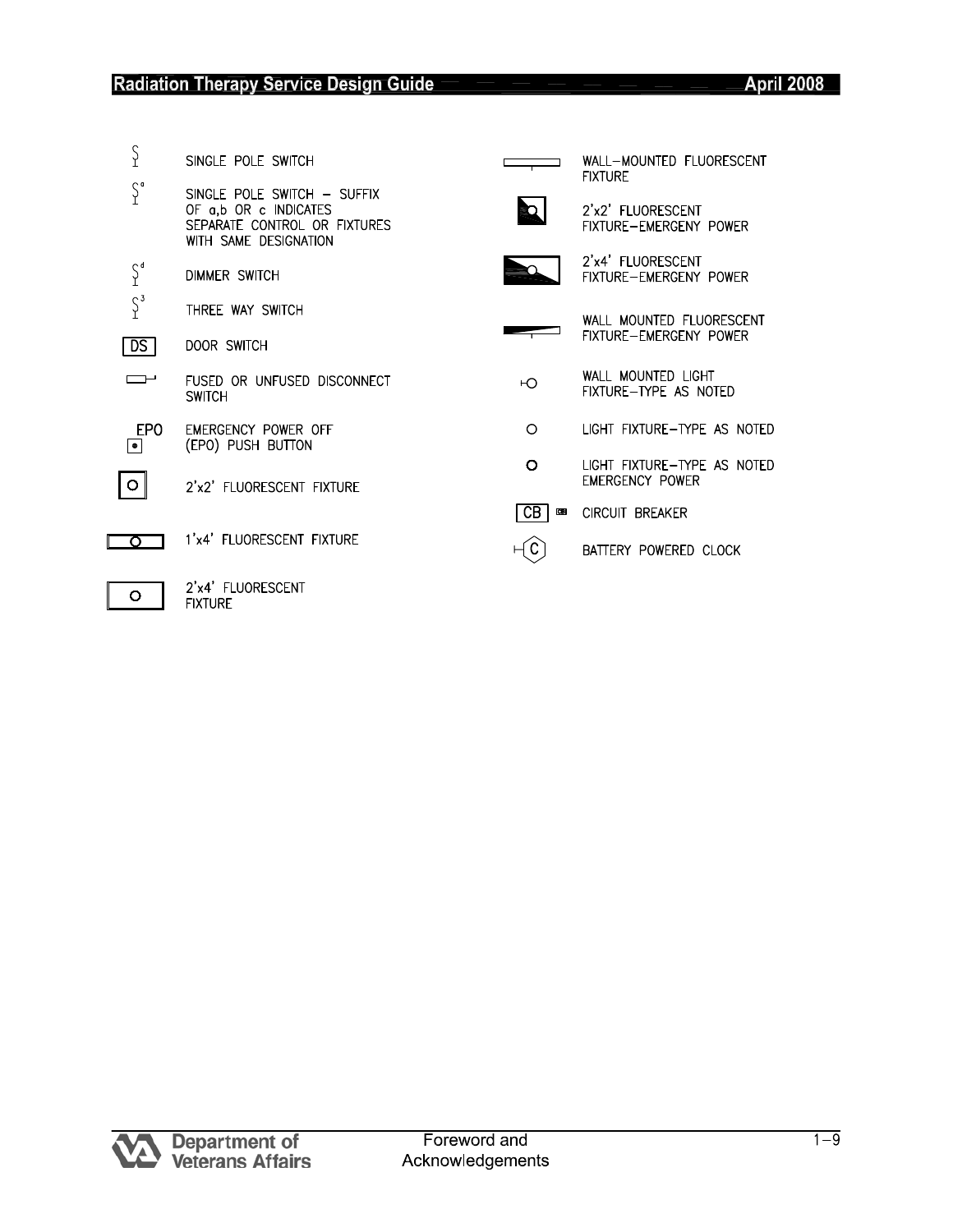| | |
|---|---|
| S | SINGLE POLE SWITCH |
| S[a] | SINGLE POLE SWITCH – SUFFIX OF a,b OR c INDICATES SEPARATE CONTROL OR FIXTURES WITH SAME DESIGNATION |
| S[d] | DIMMER SWITCH |
| S[3] | THREE WAY SWITCH |
| DS | DOOR SWITCH |
| | FUSED OR UNFUSED DISCONNECT SWITCH |
| EPO | EMERGENCY POWER OFF (EPO) PUSH BUTTON |
| | 2'x2' FLUORESCENT FIXTURE |
| | 1'x4' FLUORESCENT FIXTURE |
| | 2'x4' FLUORESCENT FIXTURE |
| | WALL–MOUNTED FLUORESCENT FIXTURE |
| | 2'x2' FLUORESCENT FIXTURE–EMERGENY POWER |
| | 2'x4' FLUORESCENT FIXTURE–EMERGENY POWER |
| | WALL MOUNTED FLUORESCENT FIXTURE–EMERGENY POWER |
| | WALL MOUNTED LIGHT FIXTURE–TYPE AS NOTED |
| | LIGHT FIXTURE–TYPE AS NOTED |
| | LIGHT FIXTURE–TYPE AS NOTED EMERGENCY POWER |
| CB | CIRCUIT BREAKER |
| C | BATTERY POWERED CLOCK |